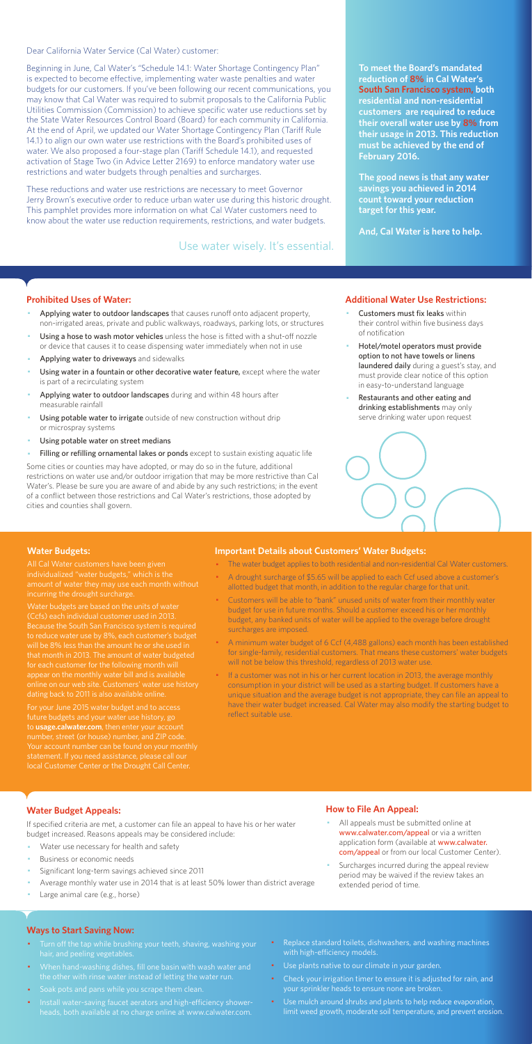Dear California Water Service (Cal Water) customer:

Beginning in June, Cal Water's "Schedule 14.1: Water Shortage Contingency Plan" is expected to become effective, implementing water waste penalties and water budgets for our customers. If you've been following our recent communications, you may know that Cal Water was required to submit proposals to the California Public Utilities Commission (Commission) to achieve specific water use reductions set by the State Water Resources Control Board (Board) for each community in California. At the end of April, we updated our Water Shortage Contingency Plan (Tariff Rule 14.1) to align our own water use restrictions with the Board's prohibited uses of water. We also proposed a four-stage plan (Tariff Schedule 14.1), and requested activation of Stage Two (in Advice Letter 2169) to enforce mandatory water use restrictions and water budgets through penalties and surcharges.

These reductions and water use restrictions are necessary to meet Governor Jerry Brown's executive order to reduce urban water use during this historic drought. This pamphlet provides more information on what Cal Water customers need to know about the water use reduction requirements, restrictions, and water budgets.

Use water wisely. It's essential.

**To meet the Board's mandated reduction of 8% in Cal Water's South San Francisco system, both residential and non-residential customers are required to reduce their overall water use by 8% from their usage in 2013. This reduction must be achieved by the end of February 2016.**

**The good news is that any water savings you achieved in 2014 count toward your reduction target for this year.**

**And, Cal Water is here to help.**

## Prohibited Uses of Water:

- Applying water to outdoor landscapes that causes runoff onto adjacent property, non-irrigated areas, private and public walkways, roadways, parking lots, or structures
- Using a hose to wash motor vehicles unless the hose is fitted with a shut-off nozzle or device that causes it to cease dispensing water immediately when not in use
- Applying water to driveways and sidewalks
- Using water in a fountain or other decorative water feature, except where the water is part of a recirculating system
- Applying water to outdoor landscapes during and within 48 hours after measurable rainfall
- Using potable water to irrigate outside of new construction without drip or microspray systems
- Using potable water on street medians
- Filling or refilling ornamental lakes or ponds except to sustain existing aquatic life

Some cities or counties may have adopted, or may do so in the future, additional restrictions on water use and/or outdoor irrigation that may be more restrictive than Cal Water's. Please be sure you are aware of and abide by any such restrictions; in the event of a conflict between those restrictions and Cal Water's restrictions, those adopted by cities and counties shall govern.

## Additional Water Use Restrictions:

- Customers must fix leaks within their control within five business days of notification
- Hotel/motel operators must provide option to not have towels or linens laundered daily during a guest's stay, and must provide clear notice of this option in easy-to-understand language
- Restaurants and other eating and drinking establishments may only serve drinking water upon request

## Water Budgets:

All Cal Water customers have been given individualized "water budgets," which is the amount of water they may use each month without incurring the drought surcharge.

Water budgets are based on the units of water (Ccfs) each individual customer used in 2013. Because the South San Francisco system is required to reduce water use by 8%, each customer's budget will be 8% less than the amount he or she used in that month in 2013. The amount of water budgeted for each customer for the following month will appear on the monthly water bill and is available online on our web site. Customers' water use history dating back to 2011 is also available online.

For your June 2015 water budget and to access future budgets and your water use history, go to **usage.calwater.com**, then enter your account number, street (or house) number, and ZIP code. Your account number can be found on your monthly statement. If you need assistance, please call our local Customer Center or the Drought Call Center.

## Important Details about Customers' Water Budgets:

- The water budget applies to both residential and non-residential Cal Water customers.
- A drought surcharge of $5.65 will be applied to each Ccf used above a customer's allotted budget that month, in addition to the regular charge for that unit.
- Customers will be able to "bank" unused units of water from their monthly water budget for use in future months. Should a customer exceed his or her monthly budget, any banked units of water will be applied to the overage before drought surcharges are imposed.
- A minimum water budget of 6 Ccf (4,488 gallons) each month has been established for single-family, residential customers. That means these customers' water budgets will not be below this threshold, regardless of 2013 water use.
- If a customer was not in his or her current location in 2013, the average monthly consumption in your district will be used as a starting budget. If customers have a unique situation and the average budget is not appropriate, they can file an appeal to have their water budget increased. Cal Water may also modify the starting budget to reflect suitable use.

## Water Budget Appeals:

If specified criteria are met, a customer can file an appeal to have his or her water budget increased. Reasons appeals may be considered include:

- Water use necessary for health and safety
- Business or economic needs
- Significant long-term savings achieved since 2011
- Average monthly water use in 2014 that is at least 50% lower than district average
- Large animal care (e.g., horse)

## How to File An Appeal:

- All appeals must be submitted online at www.calwater.com/appeal or via a written application form (available at www.calwater.com/appeal or from our local Customer Center).
- Surcharges incurred during the appeal review period may be waived if the review takes an extended period of time.

## Ways to Start Saving Now:

- Turn off the tap while brushing your teeth, shaving, washing your hair, and peeling vegetables.
- When hand-washing dishes, fill one basin with wash water and the other with rinse water instead of letting the water run.
- Soak pots and pans while you scrape them clean.
- Install water-saving faucet aerators and high-efficiency showerheads, both available at no charge online at www.calwater.com.
- Replace standard toilets, dishwashers, and washing machines with high-efficiency models.
- Use plants native to our climate in your garden.
- Check your irrigation timer to ensure it is adjusted for rain, and your sprinkler heads to ensure none are broken.
- Use mulch around shrubs and plants to help reduce evaporation, limit weed growth, moderate soil temperature, and prevent erosion.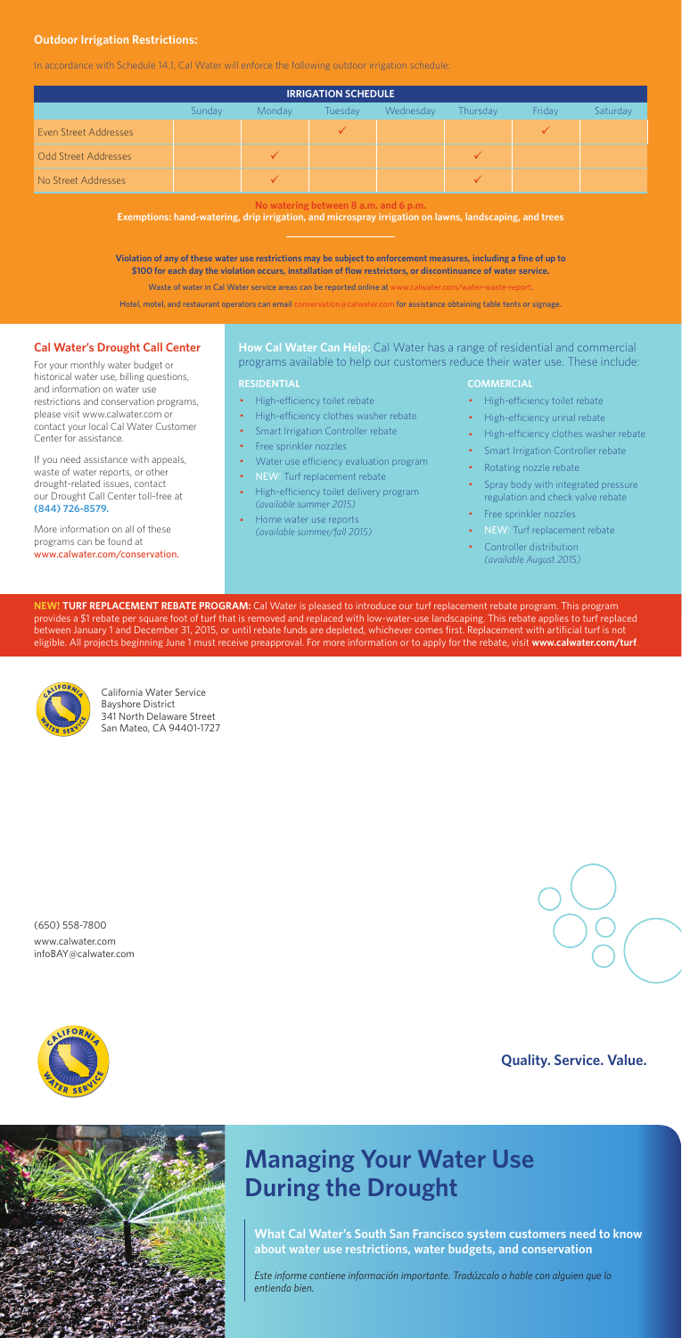## Outdoor Irrigation Restrictions:

In accordance with Schedule 14.1, Cal Water will enforce the following outdoor irrigation schedule:

| IRRIGATION SCHEDULE | Sunday | Monday | Tuesday | Wednesday | Thursday | Friday | Saturday |
|---|---|---|---|---|---|---|---|
| Even Street Addresses | | | ✓ | | | ✓ | |
| Odd Street Addresses | | ✓ | | | ✓ | | |
| No Street Addresses | | ✓ | | | ✓ | | |

**No watering between 8 a.m. and 6 p.m.**

**Exemptions: hand-watering, drip irrigation, and microspray irrigation on lawns, landscaping, and trees**

**Violation of any of these water use restrictions may be subject to enforcement measures, including a fine of up to $100 for each day the violation occurs, installation of flow restrictors, or discontinuance of water service.**

Waste of water in Cal Water service areas can be reported online at www.calwater.com/water-waste-report.

Hotel, motel, and restaurant operators can email conservation@calwater.com for assistance obtaining table tents or signage.

### Cal Water's Drought Call Center

For your monthly water budget or historical water use, billing questions, and information on water use restrictions and conservation programs, please visit www.calwater.com or contact your local Cal Water Customer Center for assistance.

If you need assistance with appeals, waste of water reports, or other drought-related issues, contact our Drought Call Center toll-free at **(844) 726-8579.**

More information on all of these programs can be found at www.calwater.com/conservation.

**How Cal Water Can Help:** Cal Water has a range of residential and commercial programs available to help our customers reduce their water use. These include:

**RESIDENTIAL**

- High-efficiency toilet rebate
- High-efficiency clothes washer rebate
- Smart Irrigation Controller rebate
- Free sprinkler nozzles
- Water use efficiency evaluation program
- NEW! Turf replacement rebate
- High-efficiency toilet delivery program *(available summer 2015)*
- Home water use reports *(available summer/fall 2015)*

**COMMERCIAL**

- High-efficiency toilet rebate
- High-efficiency urinal rebate
- High-efficiency clothes washer rebate
- Smart Irrigation Controller rebate
- Rotating nozzle rebate
- Spray body with integrated pressure regulation and check valve rebate
- Free sprinkler nozzles
- NEW! Turf replacement rebate
- Controller distribution *(available August 2015)*

**NEW! TURF REPLACEMENT REBATE PROGRAM:** Cal Water is pleased to introduce our turf replacement rebate program. This program provides a $1 rebate per square foot of turf that is removed and replaced with low-water-use landscaping. This rebate applies to turf replaced between January 1 and December 31, 2015, or until rebate funds are depleted, whichever comes first. Replacement with artificial turf is not eligible. All projects beginning June 1 must receive preapproval. For more information or to apply for the rebate, visit **www.calwater.com/turf**.

California Water Service
Bayshore District
341 North Delaware Street
San Mateo, CA 94401-1727

(650) 558-7800
www.calwater.com
infoBAY@calwater.com

**Quality. Service. Value.**

# Managing Your Water Use During the Drought

**What Cal Water's South San Francisco system customers need to know about water use restrictions, water budgets, and conservation**

*Este informe contiene información importante. Tradúzcalo o hable con alguien que lo entienda bien.*